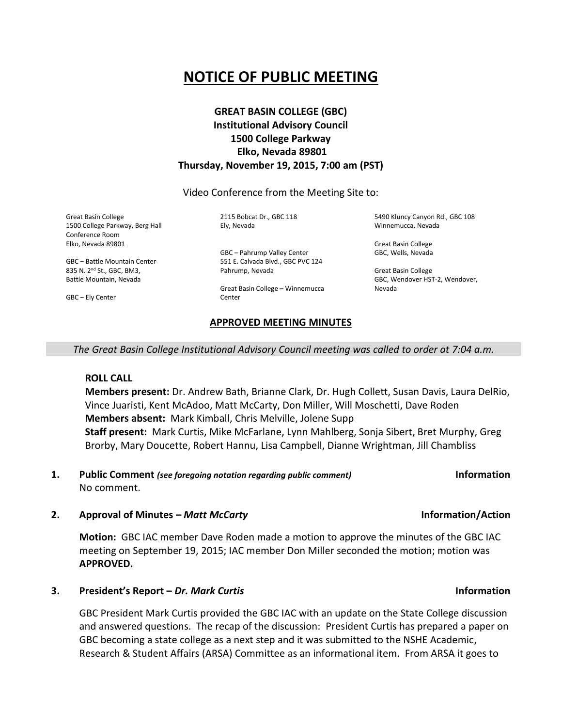# NOTICE OF PUBLIC MEETING

**GREAT BASIN COLLEGE (GBC)**
**Institutional Advisory Council**
**1500 College Parkway**
**Elko, Nevada 89801**
**Thursday, November 19, 2015, 7:00 am (PST)**

Video Conference from the Meeting Site to:

Great Basin College
1500 College Parkway, Berg Hall Conference Room
Elko, Nevada 89801

GBC – Battle Mountain Center
835 N. 2nd St., GBC, BM3,
Battle Mountain, Nevada

GBC – Ely Center
2115 Bobcat Dr., GBC 118
Ely, Nevada

GBC – Pahrump Valley Center
551 E. Calvada Blvd., GBC PVC 124
Pahrump, Nevada

Great Basin College – Winnemucca Center
5490 Kluncy Canyon Rd., GBC 108
Winnemucca, Nevada

Great Basin College
GBC, Wells, Nevada

Great Basin College
GBC, Wendover HST-2, Wendover, Nevada

## APPROVED MEETING MINUTES

*The Great Basin College Institutional Advisory Council meeting was called to order at 7:04 a.m.*

**ROLL CALL**
**Members present:** Dr. Andrew Bath, Brianne Clark, Dr. Hugh Collett, Susan Davis, Laura DelRio, Vince Juaristi, Kent McAdoo, Matt McCarty, Don Miller, Will Moschetti, Dave Roden
**Members absent:** Mark Kimball, Chris Melville, Jolene Supp
**Staff present:** Mark Curtis, Mike McFarlane, Lynn Mahlberg, Sonja Sibert, Bret Murphy, Greg Brorby, Mary Doucette, Robert Hannu, Lisa Campbell, Dianne Wrightman, Jill Chambliss

**1. Public Comment** *(see foregoing notation regarding public comment)* **Information**
No comment.

**2. Approval of Minutes –** ***Matt McCarty*** **Information/Action**

**Motion:** GBC IAC member Dave Roden made a motion to approve the minutes of the GBC IAC meeting on September 19, 2015; IAC member Don Miller seconded the motion; motion was **APPROVED.**

**3. President's Report –** ***Dr. Mark Curtis*** **Information**

GBC President Mark Curtis provided the GBC IAC with an update on the State College discussion and answered questions. The recap of the discussion: President Curtis has prepared a paper on GBC becoming a state college as a next step and it was submitted to the NSHE Academic, Research & Student Affairs (ARSA) Committee as an informational item. From ARSA it goes to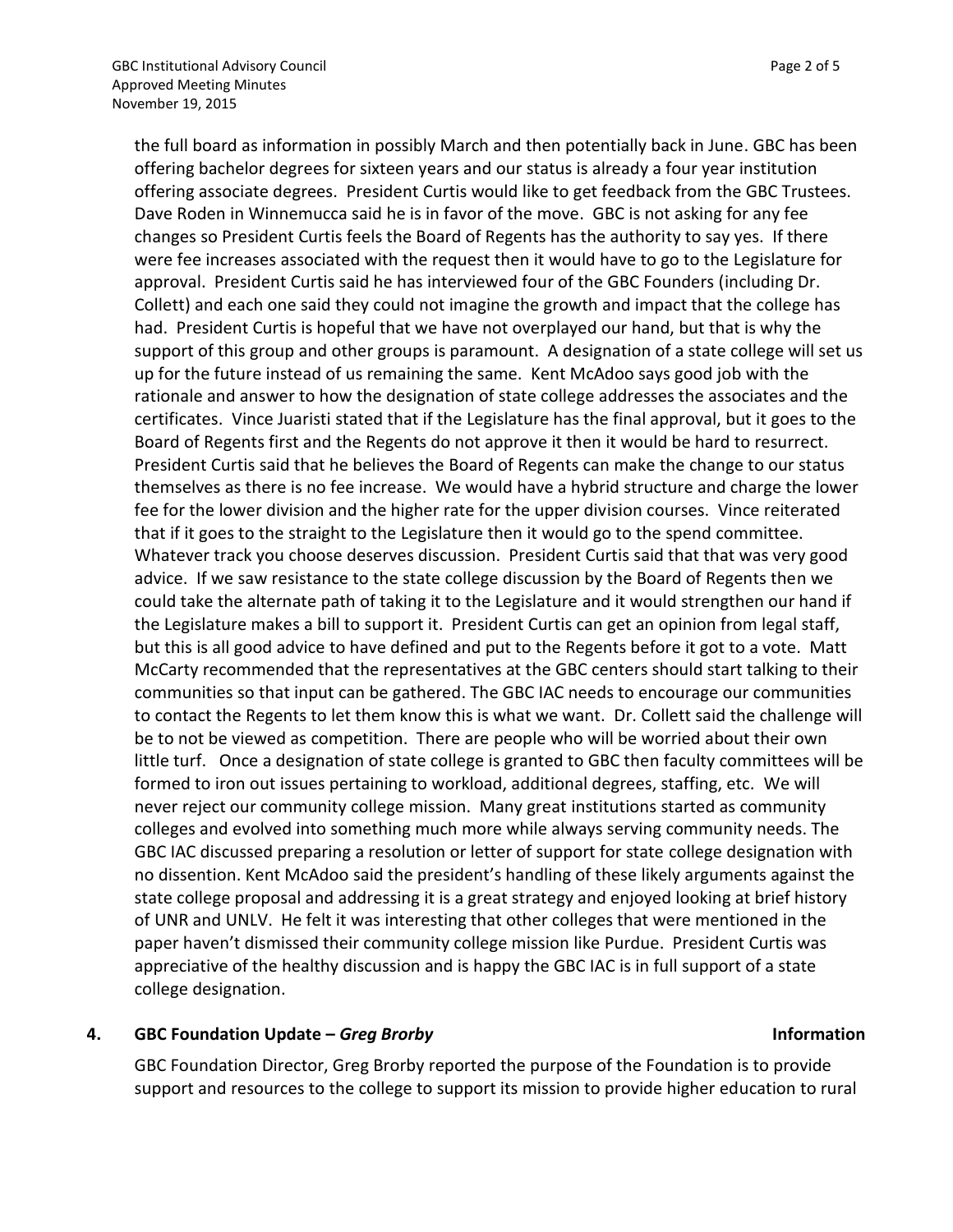the full board as information in possibly March and then potentially back in June. GBC has been offering bachelor degrees for sixteen years and our status is already a four year institution offering associate degrees. President Curtis would like to get feedback from the GBC Trustees. Dave Roden in Winnemucca said he is in favor of the move. GBC is not asking for any fee changes so President Curtis feels the Board of Regents has the authority to say yes. If there were fee increases associated with the request then it would have to go to the Legislature for approval. President Curtis said he has interviewed four of the GBC Founders (including Dr. Collett) and each one said they could not imagine the growth and impact that the college has had. President Curtis is hopeful that we have not overplayed our hand, but that is why the support of this group and other groups is paramount. A designation of a state college will set us up for the future instead of us remaining the same. Kent McAdoo says good job with the rationale and answer to how the designation of state college addresses the associates and the certificates. Vince Juaristi stated that if the Legislature has the final approval, but it goes to the Board of Regents first and the Regents do not approve it then it would be hard to resurrect. President Curtis said that he believes the Board of Regents can make the change to our status themselves as there is no fee increase. We would have a hybrid structure and charge the lower fee for the lower division and the higher rate for the upper division courses. Vince reiterated that if it goes to the straight to the Legislature then it would go to the spend committee. Whatever track you choose deserves discussion. President Curtis said that that was very good advice. If we saw resistance to the state college discussion by the Board of Regents then we could take the alternate path of taking it to the Legislature and it would strengthen our hand if the Legislature makes a bill to support it. President Curtis can get an opinion from legal staff, but this is all good advice to have defined and put to the Regents before it got to a vote. Matt McCarty recommended that the representatives at the GBC centers should start talking to their communities so that input can be gathered. The GBC IAC needs to encourage our communities to contact the Regents to let them know this is what we want. Dr. Collett said the challenge will be to not be viewed as competition. There are people who will be worried about their own little turf. Once a designation of state college is granted to GBC then faculty committees will be formed to iron out issues pertaining to workload, additional degrees, staffing, etc. We will never reject our community college mission. Many great institutions started as community colleges and evolved into something much more while always serving community needs. The GBC IAC discussed preparing a resolution or letter of support for state college designation with no dissention. Kent McAdoo said the president's handling of these likely arguments against the state college proposal and addressing it is a great strategy and enjoyed looking at brief history of UNR and UNLV. He felt it was interesting that other colleges that were mentioned in the paper haven't dismissed their community college mission like Purdue. President Curtis was appreciative of the healthy discussion and is happy the GBC IAC is in full support of a state college designation.

**4. GBC Foundation Update – *Greg Brorby*** **Information**

GBC Foundation Director, Greg Brorby reported the purpose of the Foundation is to provide support and resources to the college to support its mission to provide higher education to rural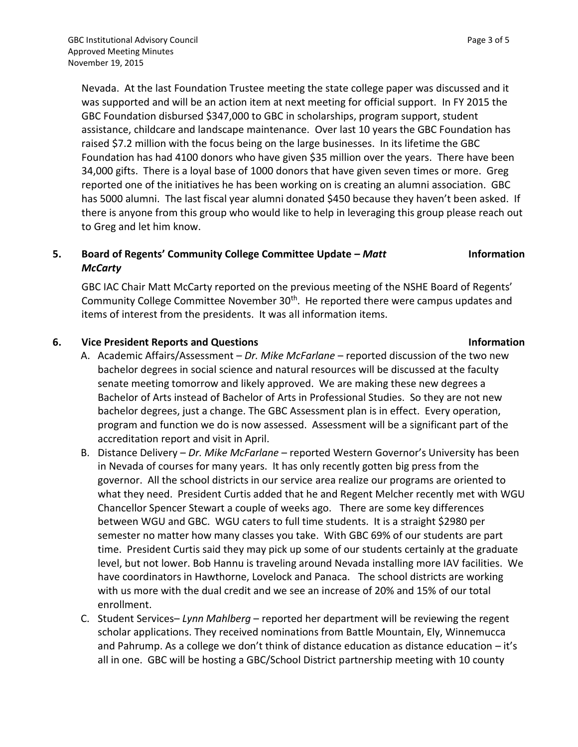Nevada. At the last Foundation Trustee meeting the state college paper was discussed and it was supported and will be an action item at next meeting for official support. In FY 2015 the GBC Foundation disbursed $347,000 to GBC in scholarships, program support, student assistance, childcare and landscape maintenance. Over last 10 years the GBC Foundation has raised $7.2 million with the focus being on the large businesses. In its lifetime the GBC Foundation has had 4100 donors who have given $35 million over the years. There have been 34,000 gifts. There is a loyal base of 1000 donors that have given seven times or more. Greg reported one of the initiatives he has been working on is creating an alumni association. GBC has 5000 alumni. The last fiscal year alumni donated $450 because they haven't been asked. If there is anyone from this group who would like to help in leveraging this group please reach out to Greg and let him know.

**5. Board of Regents' Community College Committee Update – *Matt McCarty*** **Information**

GBC IAC Chair Matt McCarty reported on the previous meeting of the NSHE Board of Regents' Community College Committee November 30th. He reported there were campus updates and items of interest from the presidents. It was all information items.

**6. Vice President Reports and Questions** **Information**

A. Academic Affairs/Assessment – *Dr. Mike McFarlane* – reported discussion of the two new bachelor degrees in social science and natural resources will be discussed at the faculty senate meeting tomorrow and likely approved. We are making these new degrees a Bachelor of Arts instead of Bachelor of Arts in Professional Studies. So they are not new bachelor degrees, just a change. The GBC Assessment plan is in effect. Every operation, program and function we do is now assessed. Assessment will be a significant part of the accreditation report and visit in April.

B. Distance Delivery – *Dr. Mike McFarlane* – reported Western Governor's University has been in Nevada of courses for many years. It has only recently gotten big press from the governor. All the school districts in our service area realize our programs are oriented to what they need. President Curtis added that he and Regent Melcher recently met with WGU Chancellor Spencer Stewart a couple of weeks ago. There are some key differences between WGU and GBC. WGU caters to full time students. It is a straight $2980 per semester no matter how many classes you take. With GBC 69% of our students are part time. President Curtis said they may pick up some of our students certainly at the graduate level, but not lower. Bob Hannu is traveling around Nevada installing more IAV facilities. We have coordinators in Hawthorne, Lovelock and Panaca. The school districts are working with us more with the dual credit and we see an increase of 20% and 15% of our total enrollment.

C. Student Services– *Lynn Mahlberg* – reported her department will be reviewing the regent scholar applications. They received nominations from Battle Mountain, Ely, Winnemucca and Pahrump. As a college we don't think of distance education as distance education – it's all in one. GBC will be hosting a GBC/School District partnership meeting with 10 county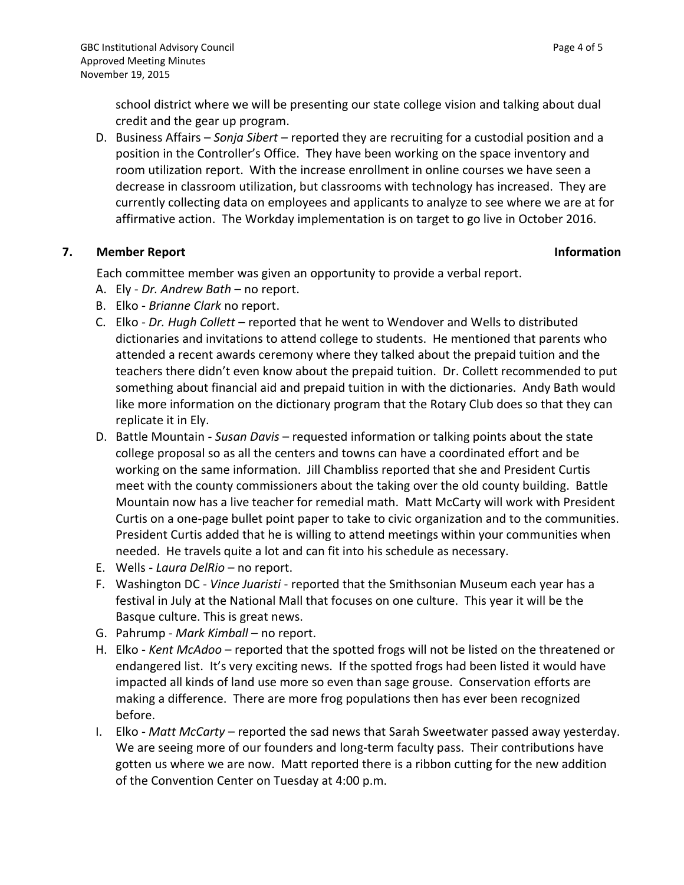school district where we will be presenting our state college vision and talking about dual credit and the gear up program.

D. Business Affairs – *Sonja Sibert* – reported they are recruiting for a custodial position and a position in the Controller's Office. They have been working on the space inventory and room utilization report. With the increase enrollment in online courses we have seen a decrease in classroom utilization, but classrooms with technology has increased. They are currently collecting data on employees and applicants to analyze to see where we are at for affirmative action. The Workday implementation is on target to go live in October 2016.

## 7. Member Report — Information

Each committee member was given an opportunity to provide a verbal report.

A. Ely - *Dr. Andrew Bath* – no report.

B. Elko - *Brianne Clark* no report.

C. Elko - *Dr. Hugh Collett* – reported that he went to Wendover and Wells to distributed dictionaries and invitations to attend college to students. He mentioned that parents who attended a recent awards ceremony where they talked about the prepaid tuition and the teachers there didn't even know about the prepaid tuition. Dr. Collett recommended to put something about financial aid and prepaid tuition in with the dictionaries. Andy Bath would like more information on the dictionary program that the Rotary Club does so that they can replicate it in Ely.

D. Battle Mountain - *Susan Davis* – requested information or talking points about the state college proposal so as all the centers and towns can have a coordinated effort and be working on the same information. Jill Chambliss reported that she and President Curtis meet with the county commissioners about the taking over the old county building. Battle Mountain now has a live teacher for remedial math. Matt McCarty will work with President Curtis on a one-page bullet point paper to take to civic organization and to the communities. President Curtis added that he is willing to attend meetings within your communities when needed. He travels quite a lot and can fit into his schedule as necessary.

E. Wells - *Laura DelRio* – no report.

F. Washington DC - *Vince Juaristi* - reported that the Smithsonian Museum each year has a festival in July at the National Mall that focuses on one culture. This year it will be the Basque culture. This is great news.

G. Pahrump - *Mark Kimball* – no report.

H. Elko - *Kent McAdoo* – reported that the spotted frogs will not be listed on the threatened or endangered list. It's very exciting news. If the spotted frogs had been listed it would have impacted all kinds of land use more so even than sage grouse. Conservation efforts are making a difference. There are more frog populations then has ever been recognized before.

I. Elko - *Matt McCarty* – reported the sad news that Sarah Sweetwater passed away yesterday. We are seeing more of our founders and long-term faculty pass. Their contributions have gotten us where we are now. Matt reported there is a ribbon cutting for the new addition of the Convention Center on Tuesday at 4:00 p.m.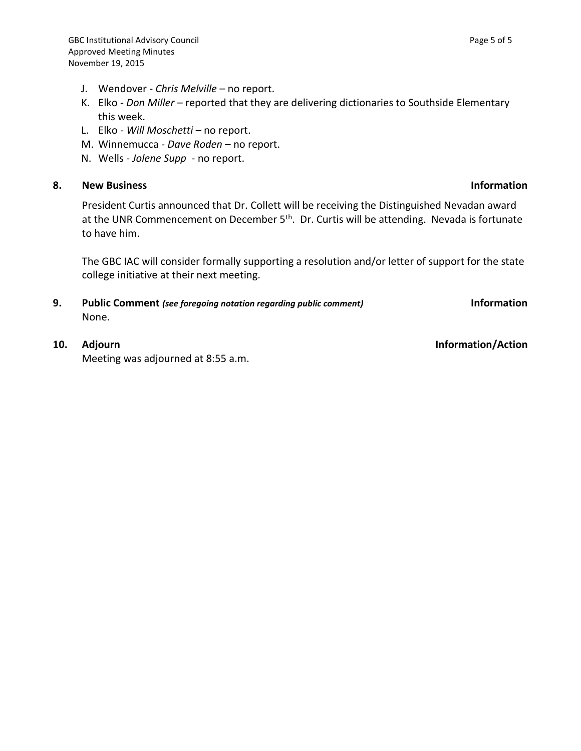J. Wendover - *Chris Melville* – no report.
K. Elko - *Don Miller* – reported that they are delivering dictionaries to Southside Elementary this week.
L. Elko - *Will Moschetti* – no report.
M. Winnemucca - *Dave Roden* – no report.
N. Wells - *Jolene Supp* - no report.

**8. New Business** **Information**

President Curtis announced that Dr. Collett will be receiving the Distinguished Nevadan award at the UNR Commencement on December 5th. Dr. Curtis will be attending. Nevada is fortunate to have him.

The GBC IAC will consider formally supporting a resolution and/or letter of support for the state college initiative at their next meeting.

**9. Public Comment** ***(see foregoing notation regarding public comment)*** **Information**

None.

**10. Adjourn** **Information/Action**

Meeting was adjourned at 8:55 a.m.